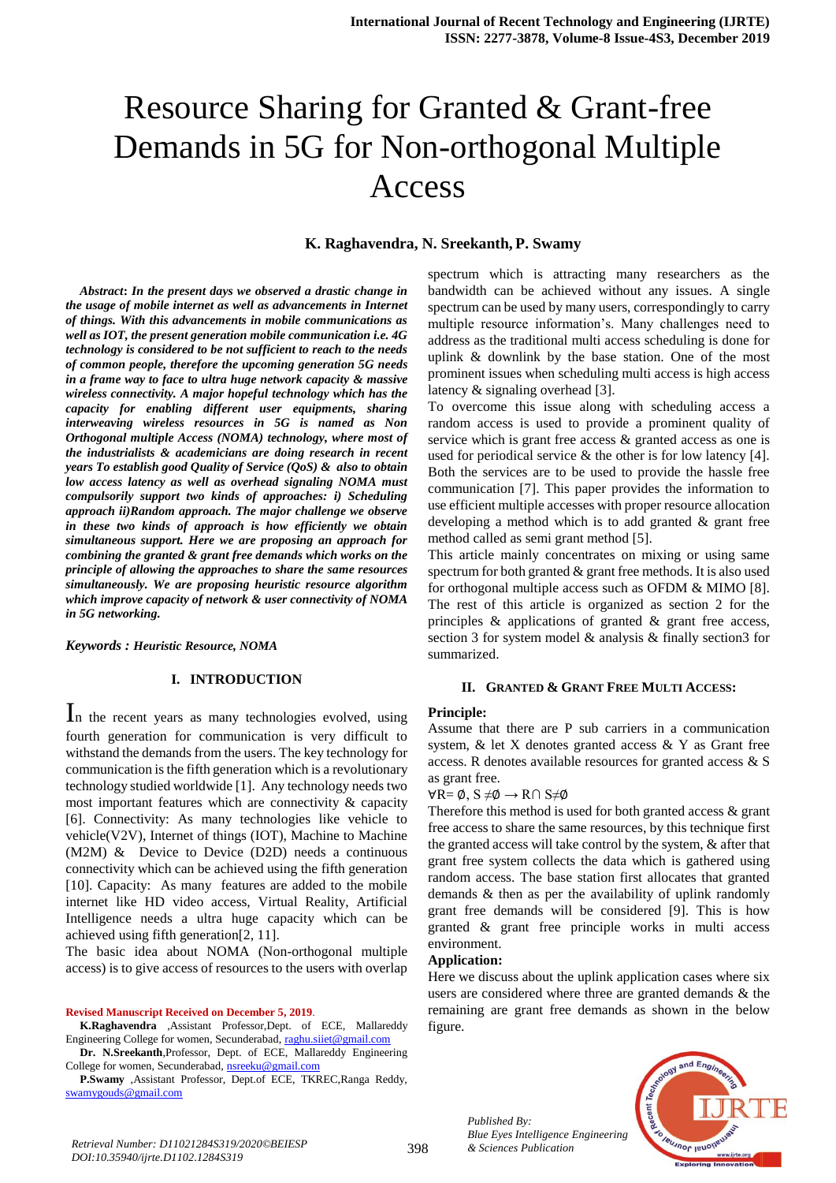# Resource Sharing for Granted & Grant-free Demands in 5G for Non-orthogonal Multiple Access

**K. Raghavendra, N. Sreekanth, P. Swamy**

***Abstract*: *In the present days we observed a drastic change in the usage of mobile internet as well as advancements in Internet of things. With this advancements in mobile communications as well as IOT, the present generation mobile communication i.e. 4G technology is considered to be not sufficient to reach to the needs of common people, therefore the upcoming generation 5G needs in a frame way to face to ultra huge network capacity & massive wireless connectivity. A major hopeful technology which has the capacity for enabling different user equipments, sharing interweaving wireless resources in 5G is named as Non Orthogonal multiple Access (NOMA) technology, where most of the industrialists & academicians are doing research in recent years To establish good Quality of Service (QoS) & also to obtain low access latency as well as overhead signaling NOMA must compulsorily support two kinds of approaches: i) Scheduling approach ii)Random approach. The major challenge we observe in these two kinds of approach is how efficiently we obtain simultaneous support. Here we are proposing an approach for combining the granted & grant free demands which works on the principle of allowing the approaches to share the same resources simultaneously. We are proposing heuristic resource algorithm which improve capacity of network & user connectivity of NOMA in 5G networking.***

***Keywords :*** ***Heuristic Resource, NOMA***

## I. INTRODUCTION

In the recent years as many technologies evolved, using fourth generation for communication is very difficult to withstand the demands from the users. The key technology for communication is the fifth generation which is a revolutionary technology studied worldwide [1]. Any technology needs two most important features which are connectivity & capacity [6]. Connectivity: As many technologies like vehicle to vehicle(V2V), Internet of things (IOT), Machine to Machine (M2M) & Device to Device (D2D) needs a continuous connectivity which can be achieved using the fifth generation [10]. Capacity: As many features are added to the mobile internet like HD video access, Virtual Reality, Artificial Intelligence needs a ultra huge capacity which can be achieved using fifth generation[2, 11].

The basic idea about NOMA (Non-orthogonal multiple access) is to give access of resources to the users with overlap spectrum which is attracting many researchers as the bandwidth can be achieved without any issues. A single spectrum can be used by many users, correspondingly to carry multiple resource information's. Many challenges need to address as the traditional multi access scheduling is done for uplink & downlink by the base station. One of the most prominent issues when scheduling multi access is high access latency & signaling overhead [3].

To overcome this issue along with scheduling access a random access is used to provide a prominent quality of service which is grant free access & granted access as one is used for periodical service & the other is for low latency [4]. Both the services are to be used to provide the hassle free communication [7]. This paper provides the information to use efficient multiple accesses with proper resource allocation developing a method which is to add granted & grant free method called as semi grant method [5].

This article mainly concentrates on mixing or using same spectrum for both granted & grant free methods. It is also used for orthogonal multiple access such as OFDM & MIMO [8]. The rest of this article is organized as section 2 for the principles & applications of granted & grant free access, section 3 for system model & analysis & finally section3 for summarized.

## II. GRANTED & GRANT FREE MULTI ACCESS:

**Principle:**

Assume that there are P sub carriers in a communication system, & let X denotes granted access & Y as Grant free access. R denotes available resources for granted access & S as grant free.

$\forall R= \emptyset,\ S \neq \emptyset \rightarrow R \cap S \neq \emptyset$

Therefore this method is used for both granted access & grant free access to share the same resources, by this technique first the granted access will take control by the system, & after that grant free system collects the data which is gathered using random access. The base station first allocates that granted demands & then as per the availability of uplink randomly grant free demands will be considered [9]. This is how granted & grant free principle works in multi access environment.

**Application:**

Here we discuss about the uplink application cases where six users are considered where three are granted demands & the remaining are grant free demands as shown in the below figure.

**Revised Manuscript Received on December 5, 2019**.

**K.Raghavendra** ,Assistant Professor,Dept. of ECE, Mallareddy Engineering College for women, Secunderabad, raghu.siiet@gmail.com

**Dr. N.Sreekanth**,Professor, Dept. of ECE, Mallareddy Engineering College for women, Secunderabad, nsreeku@gmail.com

**P.Swamy** ,Assistant Professor, Dept.of ECE, TKREC,Ranga Reddy, swamygouds@gmail.com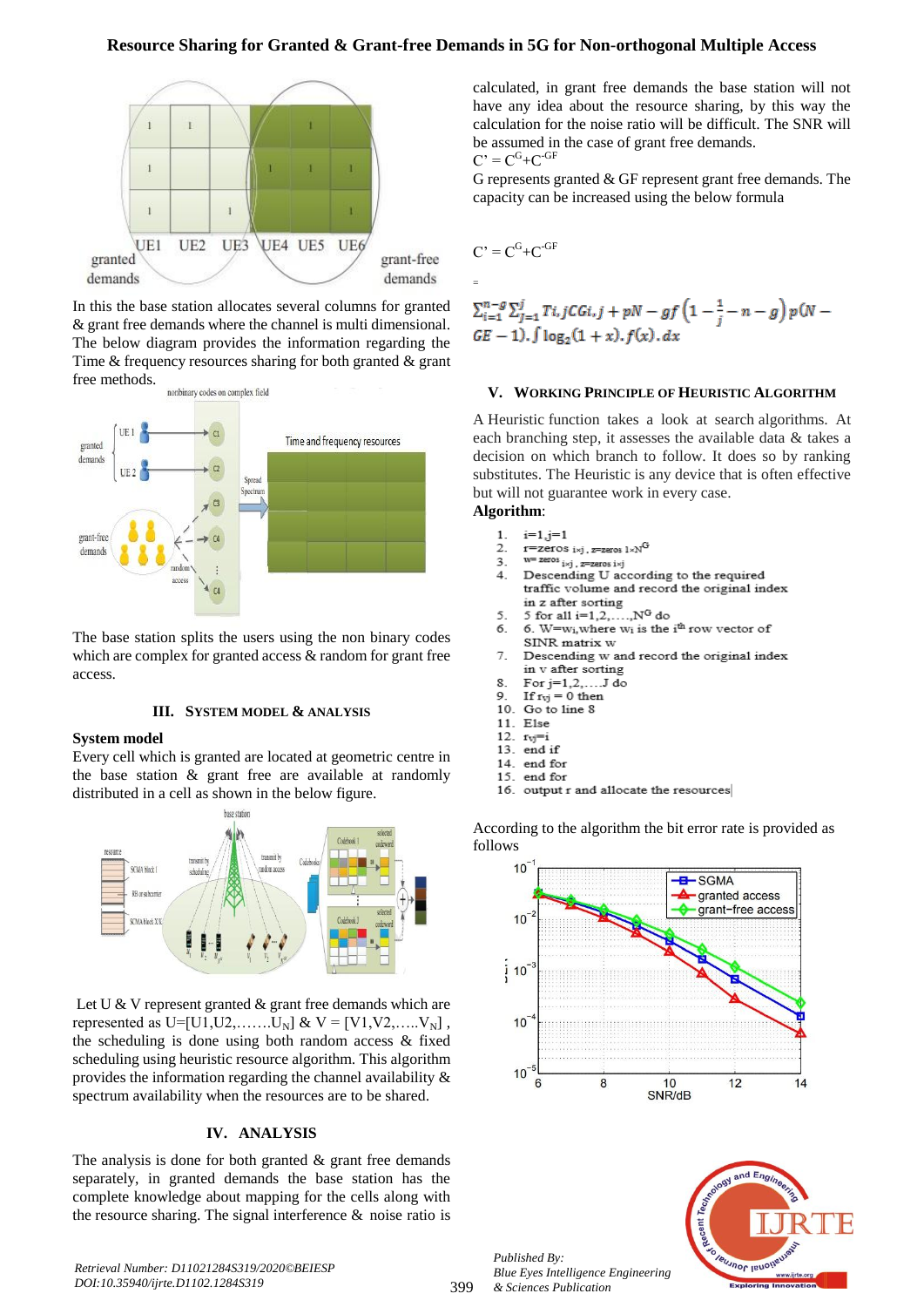In this the base station allocates several columns for granted & grant free demands where the channel is multi dimensional. The below diagram provides the information regarding the Time & frequency resources sharing for both granted & grant free methods.

The base station splits the users using the non binary codes which are complex for granted access & random for grant free access.

## III. SYSTEM MODEL & ANALYSIS

**System model**

Every cell which is granted are located at geometric centre in the base station & grant free are available at randomly distributed in a cell as shown in the below figure.

Let U & V represent granted & grant free demands which are represented as U=[U1,U2,…….U$_N$] & V = [V1,V2,…..V$_N$] , the scheduling is done using both random access & fixed scheduling using heuristic resource algorithm. This algorithm provides the information regarding the channel availability & spectrum availability when the resources are to be shared.

## IV. ANALYSIS

The analysis is done for both granted & grant free demands separately, in granted demands the base station has the complete knowledge about mapping for the cells along with the resource sharing. The signal interference & noise ratio is calculated, in grant free demands the base station will not have any idea about the resource sharing, by this way the calculation for the noise ratio will be difficult. The SNR will be assumed in the case of grant free demands.

$C' = C^G + C^{-GF}$

G represents granted & GF represent grant free demands. The capacity can be increased using the below formula

$$C' = C^G + C^{-GF}$$

$$= \sum_{i=1}^{n-g} \sum_{j=1}^{J} Ti, jCGi, j + pN - gf\left(1 - \frac{1}{j} - n - g\right) p(N - GE - 1). \int \log_2(1 + x). f(x). dx$$

## V. WORKING PRINCIPLE OF HEURISTIC ALGORITHM

A Heuristic function takes a look at search algorithms. At each branching step, it assesses the available data & takes a decision on which branch to follow. It does so by ranking substitutes. The Heuristic is any device that is often effective but will not guarantee work in every case.

**Algorithm**:

1. i=1,j=1
2. r=zeros $_{i\times j}$ , z=zeros $1\times N^G$
3. w= zeros $_{i\times j}$ , z=zeros $_{i\times j}$
4. Descending U according to the required traffic volume and record the original index in z after sorting
5. 5 for all i=1,2,….,N$^G$ do
6. 6. W=w$_i$,where w$_i$ is the i$^{th}$ row vector of SINR matrix w
7. Descending w and record the original index in v after sorting
8. For j=1,2,….J do
9. If $r_{vj}$ = 0 then
10. Go to line 8
11. Else
12. $r_{vj}$=i
13. end if
14. end for
15. end for
16. output r and allocate the resources

According to the algorithm the bit error rate is provided as follows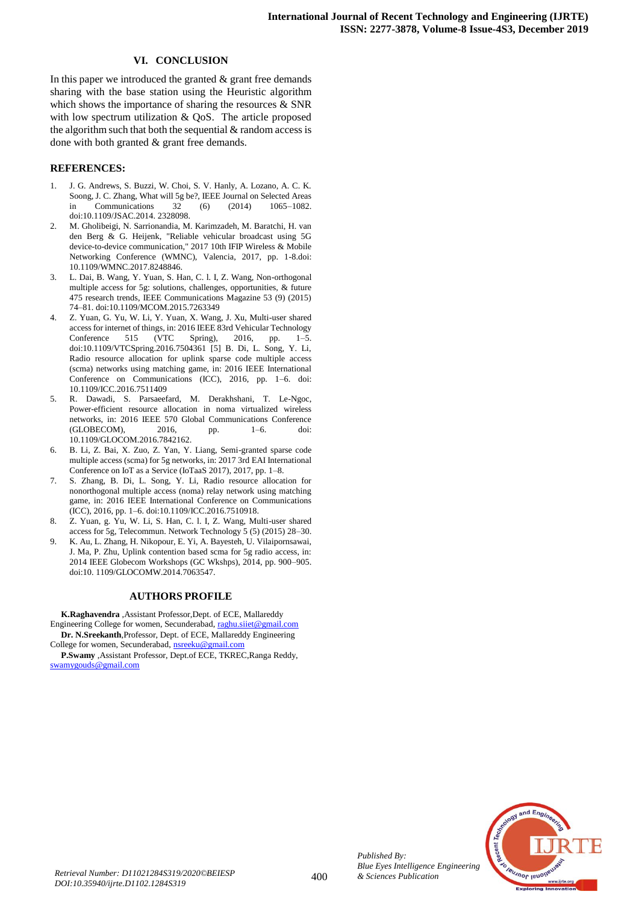## VI. CONCLUSION

In this paper we introduced the granted & grant free demands sharing with the base station using the Heuristic algorithm which shows the importance of sharing the resources & SNR with low spectrum utilization & QoS. The article proposed the algorithm such that both the sequential & random access is done with both granted & grant free demands.

## REFERENCES:

1. J. G. Andrews, S. Buzzi, W. Choi, S. V. Hanly, A. Lozano, A. C. K. Soong, J. C. Zhang, What will 5g be?, IEEE Journal on Selected Areas in Communications 32 (6) (2014) 1065–1082. doi:10.1109/JSAC.2014. 2328098.
2. M. Gholibeigi, N. Sarrionandia, M. Karimzadeh, M. Baratchi, H. van den Berg & G. Heijenk, "Reliable vehicular broadcast using 5G device-to-device communication," 2017 10th IFIP Wireless & Mobile Networking Conference (WMNC), Valencia, 2017, pp. 1-8.doi: 10.1109/WMNC.2017.8248846.
3. L. Dai, B. Wang, Y. Yuan, S. Han, C. l. I, Z. Wang, Non-orthogonal multiple access for 5g: solutions, challenges, opportunities, & future 475 research trends, IEEE Communications Magazine 53 (9) (2015) 74–81. doi:10.1109/MCOM.2015.7263349
4. Z. Yuan, G. Yu, W. Li, Y. Yuan, X. Wang, J. Xu, Multi-user shared access for internet of things, in: 2016 IEEE 83rd Vehicular Technology Conference 515 (VTC Spring), 2016, pp. 1–5. doi:10.1109/VTCSpring.2016.7504361 [5] B. Di, L. Song, Y. Li, Radio resource allocation for uplink sparse code multiple access (scma) networks using matching game, in: 2016 IEEE International Conference on Communications (ICC), 2016, pp. 1–6. doi: 10.1109/ICC.2016.7511409
5. R. Dawadi, S. Parsaeefard, M. Derakhshani, T. Le-Ngoc, Power-efficient resource allocation in noma virtualized wireless networks, in: 2016 IEEE 570 Global Communications Conference (GLOBECOM), 2016, pp. 1–6. doi: 10.1109/GLOCOM.2016.7842162.
6. B. Li, Z. Bai, X. Zuo, Z. Yan, Y. Liang, Semi-granted sparse code multiple access (scma) for 5g networks, in: 2017 3rd EAI International Conference on IoT as a Service (IoTaaS 2017), 2017, pp. 1–8.
7. S. Zhang, B. Di, L. Song, Y. Li, Radio resource allocation for nonorthogonal multiple access (noma) relay network using matching game, in: 2016 IEEE International Conference on Communications (ICC), 2016, pp. 1–6. doi:10.1109/ICC.2016.7510918.
8. Z. Yuan, g. Yu, W. Li, S. Han, C. l. I, Z. Wang, Multi-user shared access for 5g, Telecommun. Network Technology 5 (5) (2015) 28–30.
9. K. Au, L. Zhang, H. Nikopour, E. Yi, A. Bayesteh, U. Vilaipornsawai, J. Ma, P. Zhu, Uplink contention based scma for 5g radio access, in: 2014 IEEE Globecom Workshops (GC Wkshps), 2014, pp. 900–905. doi:10. 1109/GLOCOMW.2014.7063547.

## AUTHORS PROFILE

**K.Raghavendra** ,Assistant Professor,Dept. of ECE, Mallareddy Engineering College for women, Secunderabad, raghu.siiet@gmail.com

**Dr. N.Sreekanth**,Professor, Dept. of ECE, Mallareddy Engineering College for women, Secunderabad, nsreeku@gmail.com

**P.Swamy** ,Assistant Professor, Dept.of ECE, TKREC,Ranga Reddy, swamygouds@gmail.com